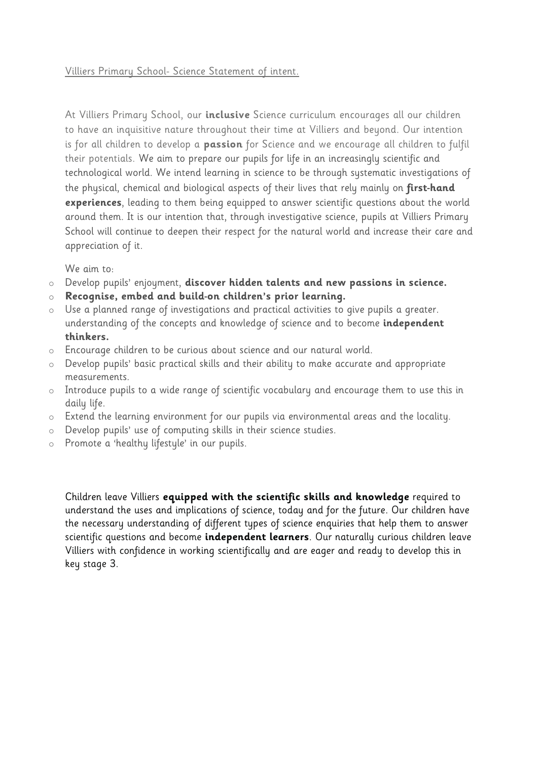Villiers Primary School- Science Statement of intent.

At Villiers Primary School, our **inclusive** Science curriculum encourages all our children to have an inquisitive nature throughout their time at Villiers and beyond. Our intention is for all children to develop a **passion** for Science and we encourage all children to fulfil their potentials. We aim to prepare our pupils for life in an increasingly scientific and technological world. We intend learning in science to be through systematic investigations of the physical, chemical and biological aspects of their lives that rely mainly on **first-hand experiences**, leading to them being equipped to answer scientific questions about the world around them. It is our intention that, through investigative science, pupils at Villiers Primary School will continue to deepen their respect for the natural world and increase their care and appreciation of it.

We aim to:

- Develop pupils' enjoyment, **discover hidden talents and new passions in science.**
- **Recognise, embed and build-on children's prior learning.**
- Use a planned range of investigations and practical activities to give pupils a greater. understanding of the concepts and knowledge of science and to become **independent thinkers.**
- Encourage children to be curious about science and our natural world.
- Develop pupils' basic practical skills and their ability to make accurate and appropriate measurements.
- Introduce pupils to a wide range of scientific vocabulary and encourage them to use this in daily life.
- Extend the learning environment for our pupils via environmental areas and the locality.
- Develop pupils' use of computing skills in their science studies.
- Promote a 'healthy lifestyle' in our pupils.

Children leave Villiers **equipped with the scientific skills and knowledge** required to understand the uses and implications of science, today and for the future. Our children have the necessary understanding of different types of science enquiries that help them to answer scientific questions and become **independent learners**. Our naturally curious children leave Villiers with confidence in working scientifically and are eager and ready to develop this in key stage 3.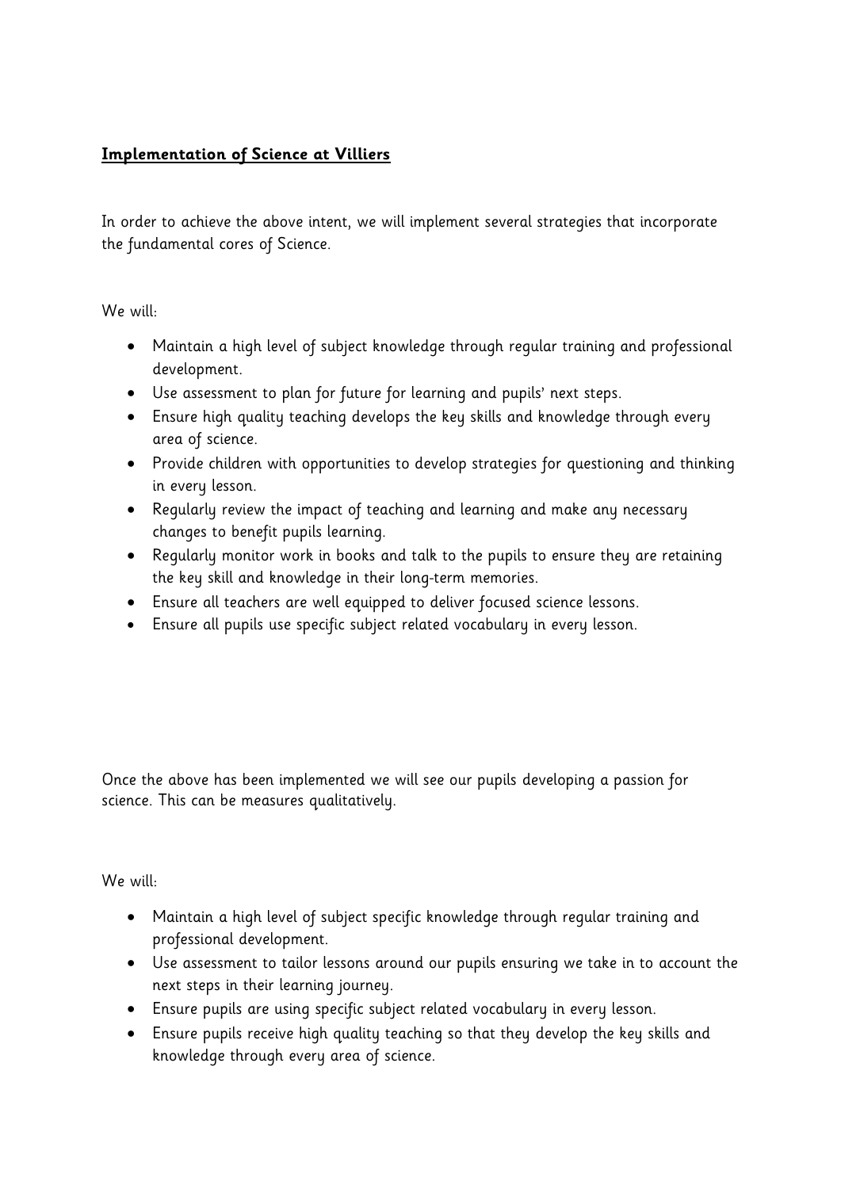**Implementation of Science at Villiers**

In order to achieve the above intent, we will implement several strategies that incorporate the fundamental cores of Science.

We will:

- Maintain a high level of subject knowledge through regular training and professional development.
- Use assessment to plan for future for learning and pupils' next steps.
- Ensure high quality teaching develops the key skills and knowledge through every area of science.
- Provide children with opportunities to develop strategies for questioning and thinking in every lesson.
- Regularly review the impact of teaching and learning and make any necessary changes to benefit pupils learning.
- Regularly monitor work in books and talk to the pupils to ensure they are retaining the key skill and knowledge in their long-term memories.
- Ensure all teachers are well equipped to deliver focused science lessons.
- Ensure all pupils use specific subject related vocabulary in every lesson.

Once the above has been implemented we will see our pupils developing a passion for science. This can be measures qualitatively.

We will:

- Maintain a high level of subject specific knowledge through regular training and professional development.
- Use assessment to tailor lessons around our pupils ensuring we take in to account the next steps in their learning journey.
- Ensure pupils are using specific subject related vocabulary in every lesson.
- Ensure pupils receive high quality teaching so that they develop the key skills and knowledge through every area of science.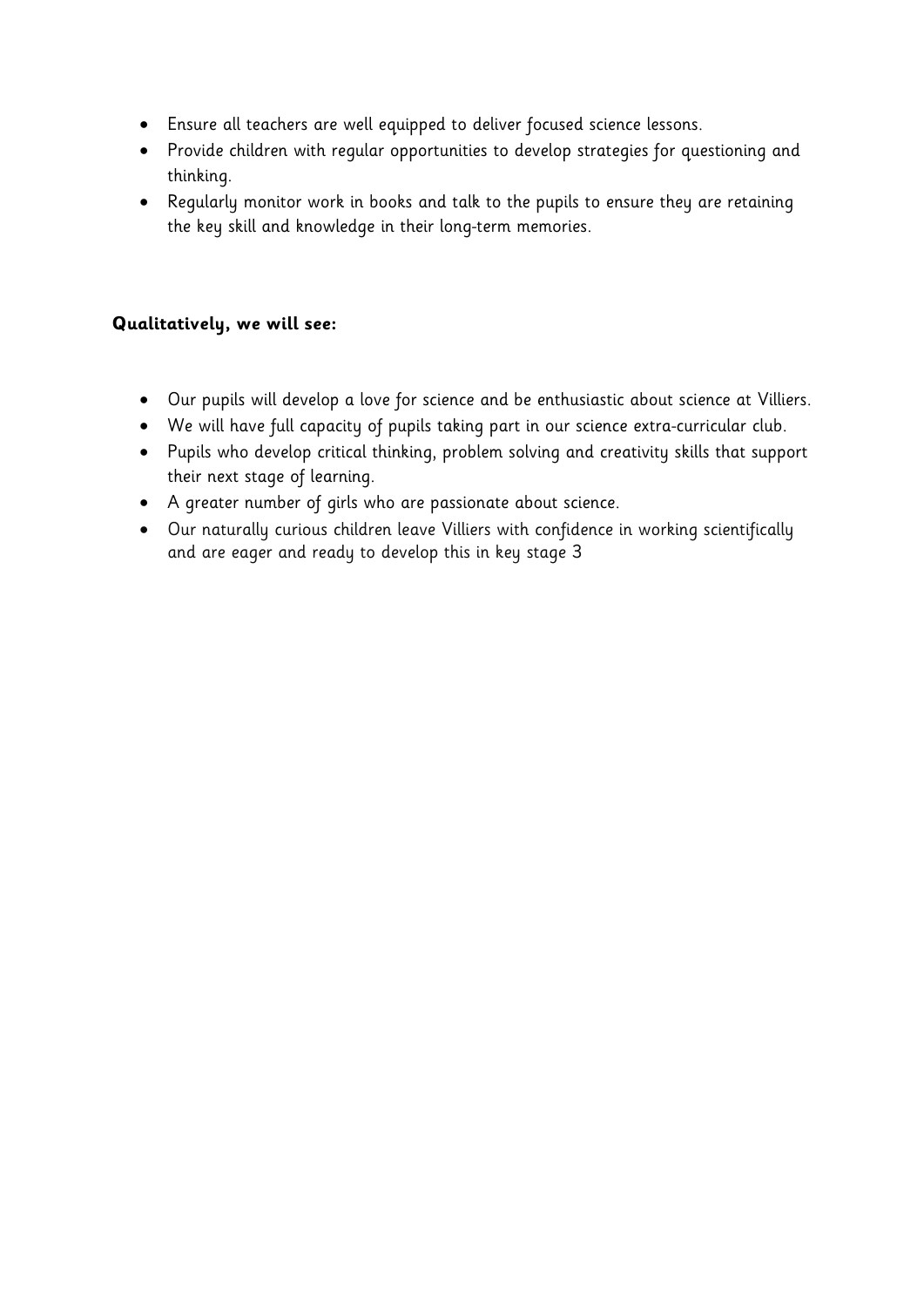- Ensure all teachers are well equipped to deliver focused science lessons.
- Provide children with regular opportunities to develop strategies for questioning and thinking.
- Regularly monitor work in books and talk to the pupils to ensure they are retaining the key skill and knowledge in their long-term memories.

**Qualitatively, we will see:**

- Our pupils will develop a love for science and be enthusiastic about science at Villiers.
- We will have full capacity of pupils taking part in our science extra-curricular club.
- Pupils who develop critical thinking, problem solving and creativity skills that support their next stage of learning.
- A greater number of girls who are passionate about science.
- Our naturally curious children leave Villiers with confidence in working scientifically and are eager and ready to develop this in key stage 3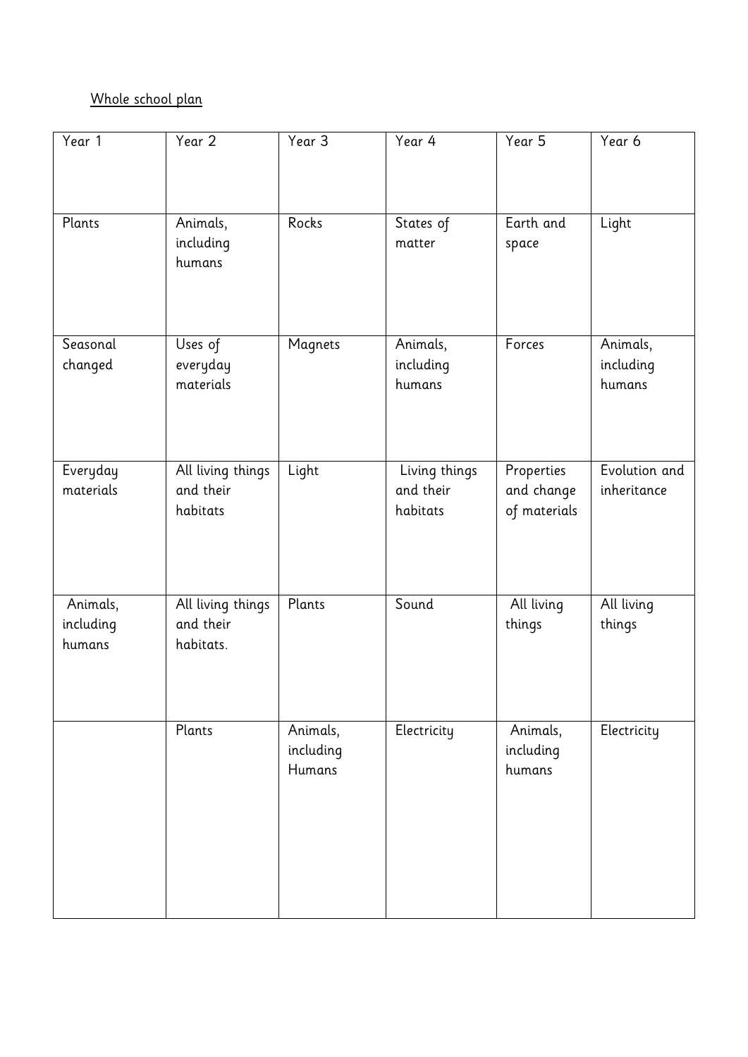Whole school plan

| Year 1 | Year 2 | Year 3 | Year 4 | Year 5 | Year 6 |
|---|---|---|---|---|---|
| Plants | Animals, including humans | Rocks | States of matter | Earth and space | Light |
| Seasonal changed | Uses of everyday materials | Magnets | Animals, including humans | Forces | Animals, including humans |
| Everyday materials | All living things and their habitats | Light | Living things and their habitats | Properties and change of materials | Evolution and inheritance |
| Animals, including humans | All living things and their habitats. | Plants | Sound | All living things | All living things |
| | Plants | Animals, including Humans | Electricity | Animals, including humans | Electricity |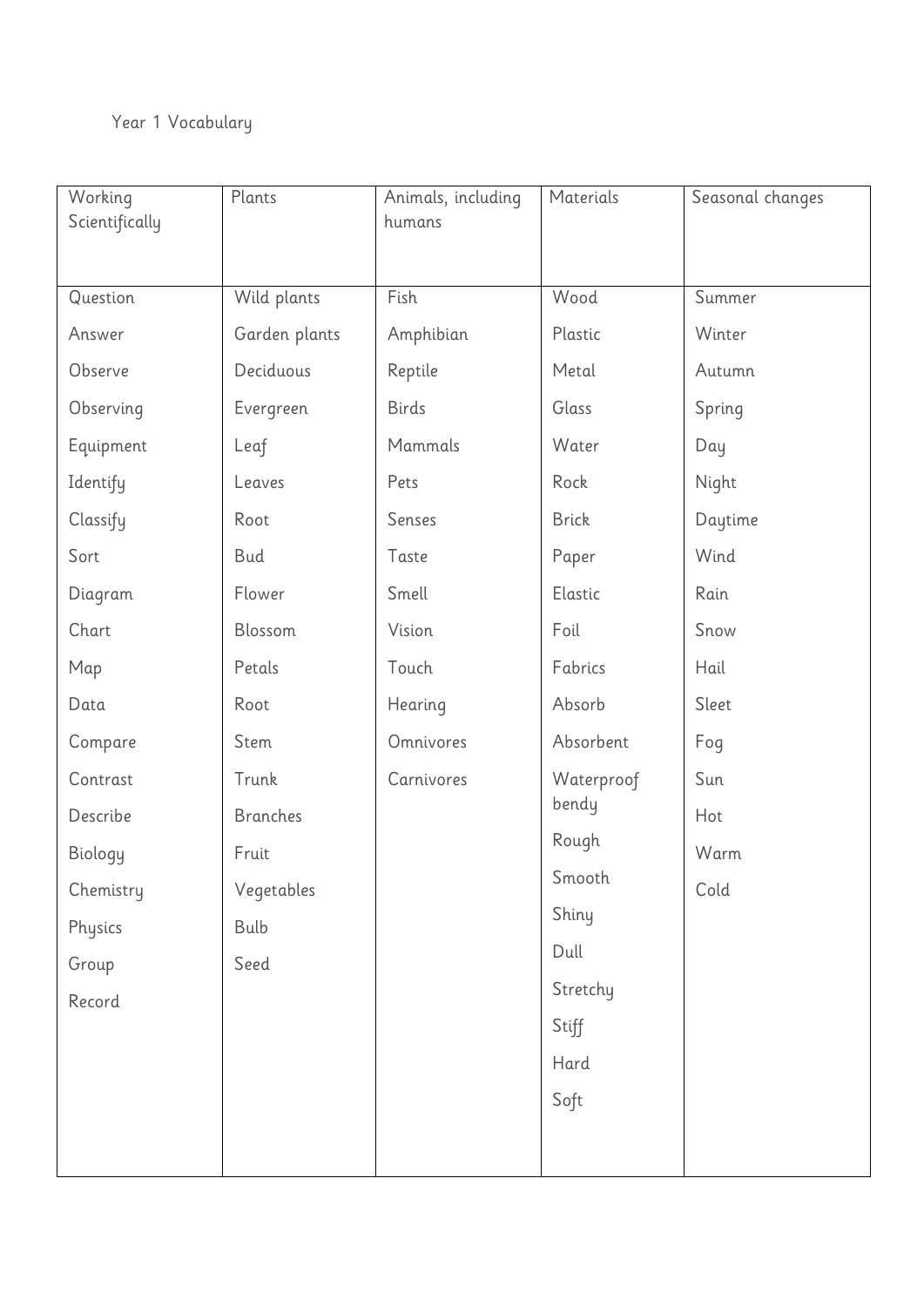Year 1 Vocabulary

| Working Scientifically | Plants | Animals, including humans | Materials | Seasonal changes |
|---|---|---|---|---|
| Question | Wild plants | Fish | Wood | Summer |
| Answer | Garden plants | Amphibian | Plastic | Winter |
| Observe | Deciduous | Reptile | Metal | Autumn |
| Observing | Evergreen | Birds | Glass | Spring |
| Equipment | Leaf | Mammals | Water | Day |
| Identify | Leaves | Pets | Rock | Night |
| Classify | Root | Senses | Brick | Daytime |
| Sort | Bud | Taste | Paper | Wind |
| Diagram | Flower | Smell | Elastic | Rain |
| Chart | Blossom | Vision | Foil | Snow |
| Map | Petals | Touch | Fabrics | Hail |
| Data | Root | Hearing | Absorb | Sleet |
| Compare | Stem | Omnivores | Absorbent | Fog |
| Contrast | Trunk | Carnivores | Waterproof | Sun |
| Describe | Branches | | bendy | Hot |
| Biology | Fruit | | Rough | Warm |
| Chemistry | Vegetables | | Smooth | Cold |
| Physics | Bulb | | Shiny | |
| Group | Seed | | Dull | |
| Record | | | Stretchy | |
| | | | Stiff | |
| | | | Hard | |
| | | | Soft | |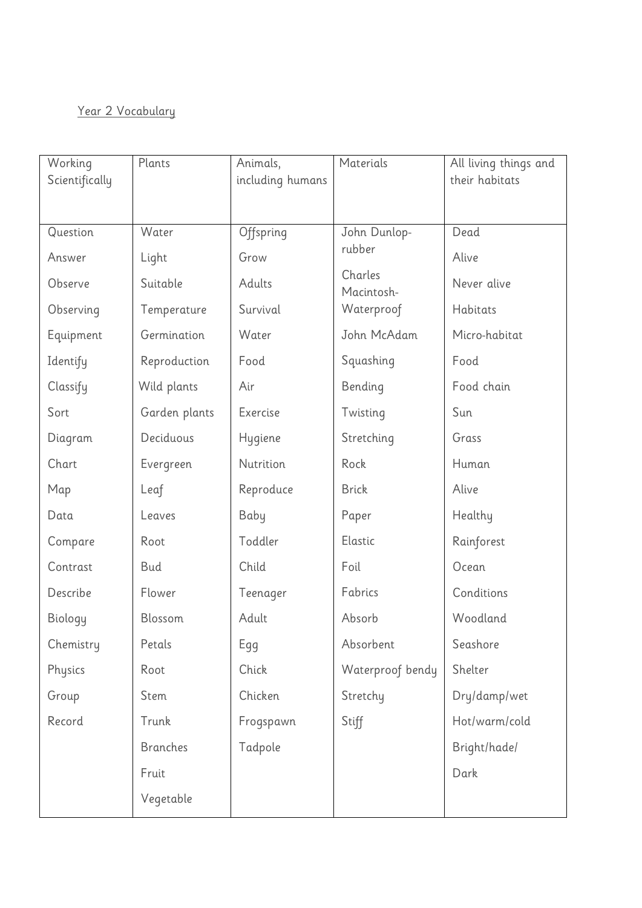Year 2 Vocabulary

| Working Scientifically | Plants | Animals, including humans | Materials | All living things and their habitats |
|---|---|---|---|---|
| Question | Water | Offspring | John Dunlop-rubber | Dead |
| Answer | Light | Grow | Charles Macintosh-Waterproof | Alive |
| Observe | Suitable | Adults | | Never alive |
| Observing | Temperature | Survival | | Habitats |
| Equipment | Germination | Water | John McAdam | Micro-habitat |
| Identify | Reproduction | Food | Squashing | Food |
| Classify | Wild plants | Air | Bending | Food chain |
| Sort | Garden plants | Exercise | Twisting | Sun |
| Diagram | Deciduous | Hygiene | Stretching | Grass |
| Chart | Evergreen | Nutrition | Rock | Human |
| Map | Leaf | Reproduce | Brick | Alive |
| Data | Leaves | Baby | Paper | Healthy |
| Compare | Root | Toddler | Elastic | Rainforest |
| Contrast | Bud | Child | Foil | Ocean |
| Describe | Flower | Teenager | Fabrics | Conditions |
| Biology | Blossom | Adult | Absorb | Woodland |
| Chemistry | Petals | Egg | Absorbent | Seashore |
| Physics | Root | Chick | Waterproof bendy | Shelter |
| Group | Stem | Chicken | Stretchy | Dry/damp/wet |
| Record | Trunk | Frogspawn | Stiff | Hot/warm/cold |
| | Branches | Tadpole | | Bright/hade/ |
| | Fruit | | | Dark |
| | Vegetable | | | |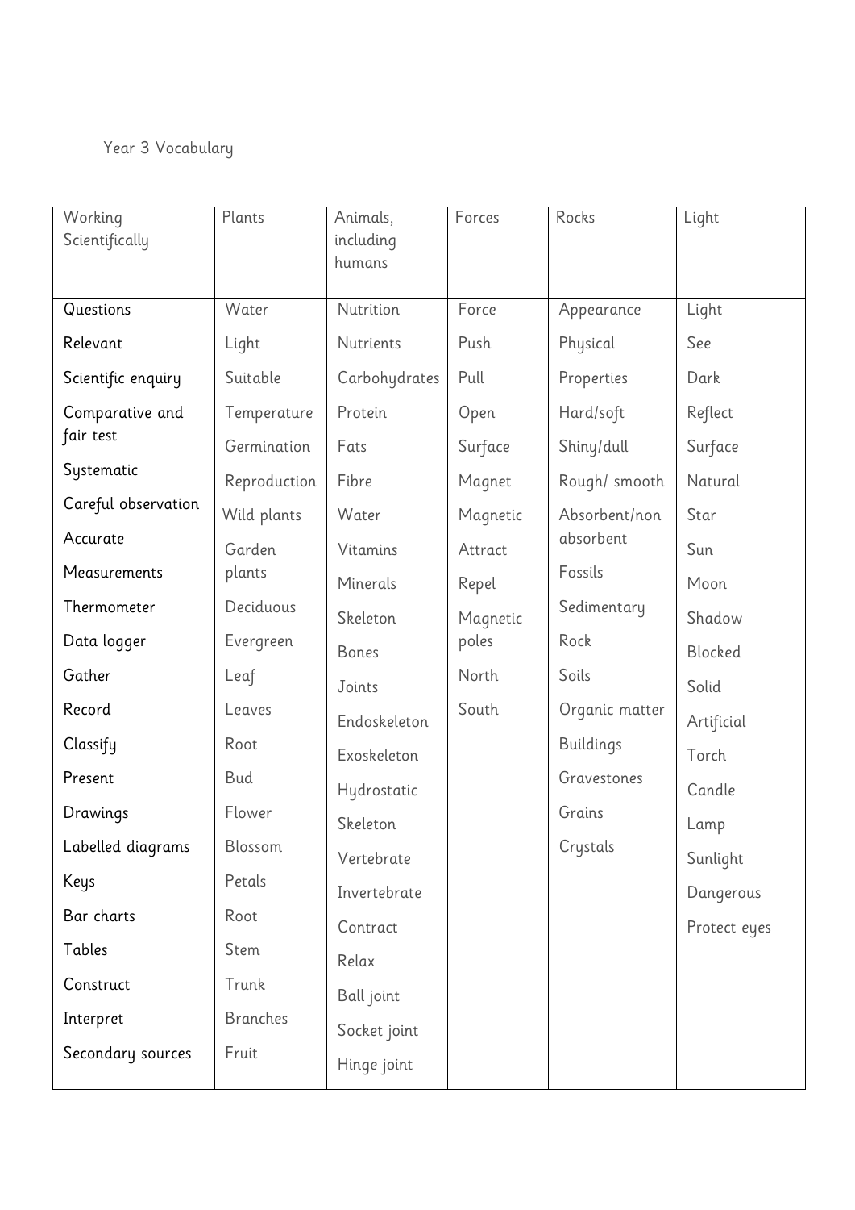Year 3 Vocabulary

| Working Scientifically | Plants | Animals, including humans | Forces | Rocks | Light |
|---|---|---|---|---|---|
| Questions | Water | Nutrition | Force | Appearance | Light |
| Relevant | Light | Nutrients | Push | Physical | See |
| Scientific enquiry | Suitable | Carbohydrates | Pull | Properties | Dark |
| Comparative and fair test | Temperature | Protein | Open | Hard/soft | Reflect |
| Systematic | Germination | Fats | Surface | Shiny/dull | Surface |
| Careful observation | Reproduction | Fibre | Magnet | Rough/ smooth | Natural |
| Accurate | Wild plants | Water | Magnetic | Absorbent/non absorbent | Star |
| Measurements | Garden plants | Vitamins | Attract | Fossils | Sun |
| Thermometer | Deciduous | Minerals | Repel | Sedimentary | Moon |
| Data logger | Evergreen | Skeleton | Magnetic poles | Rock | Shadow |
| Gather | Leaf | Bones | North | Soils | Blocked |
| Record | Leaves | Joints | South | Organic matter | Solid |
| Classify | Root | Endoskeleton | | Buildings | Artificial |
| Present | Bud | Exoskeleton | | Gravestones | Torch |
| Drawings | Flower | Hydrostatic | | Grains | Candle |
| Labelled diagrams | Blossom | Skeleton | | Crystals | Lamp |
| Keys | Petals | Vertebrate | | | Sunlight |
| Bar charts | Root | Invertebrate | | | Dangerous |
| Tables | Stem | Contract | | | Protect eyes |
| Construct | Trunk | Relax | | | |
| Interpret | Branches | Ball joint | | | |
| Secondary sources | Fruit | Socket joint | | | |
| | | Hinge joint | | | |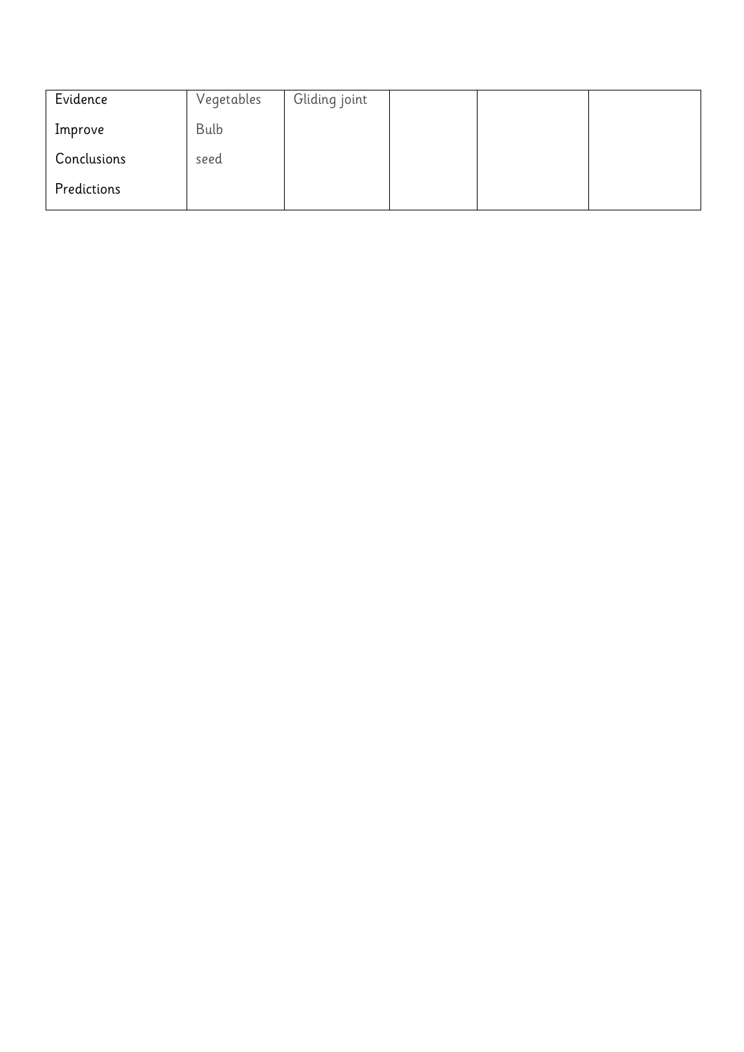| Evidence<br>Improve<br>Conclusions<br>Predictions | Vegetables<br>Bulb<br>seed | Gliding joint | | | |
|---|---|---|---|---|---|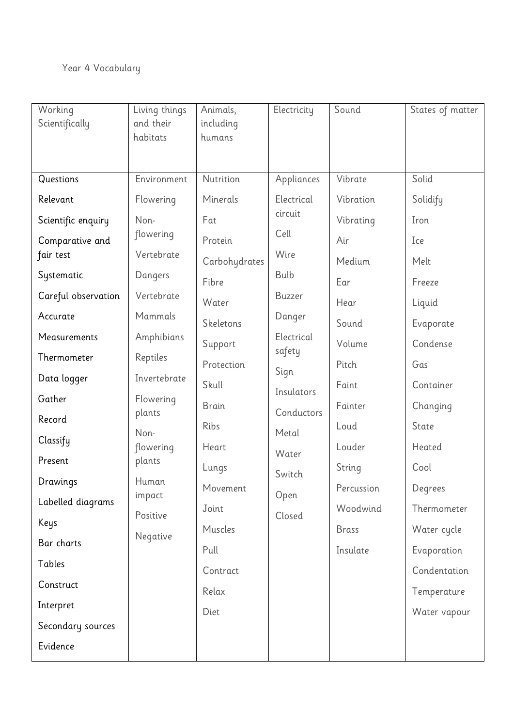Year 4 Vocabulary

| Working Scientifically | Living things and their habitats | Animals, including humans | Electricity | Sound | States of matter |
|---|---|---|---|---|---|
| Questions | Environment | Nutrition | Appliances | Vibrate | Solid |
| Relevant | Flowering | Minerals | Electrical circuit | Vibration | Solidify |
| Scientific enquiry | Non-flowering | Fat | Cell | Vibrating | Iron |
| Comparative and fair test | Vertebrate | Protein | Wire | Air | Ice |
| Systematic | Dangers | Carbohydrates | Bulb | Medium | Melt |
| Careful observation | Vertebrate | Fibre | Buzzer | Ear | Freeze |
| Accurate | Mammals | Water | Danger | Hear | Liquid |
| Measurements | Amphibians | Skeletons | Electrical safety | Sound | Evaporate |
| Thermometer | Reptiles | Support | Sign | Volume | Condense |
| Data logger | Invertebrate | Protection | Insulators | Pitch | Gas |
| Gather | Flowering plants | Skull | Conductors | Faint | Container |
| Record | Non-flowering plants | Brain | Metal | Fainter | Changing |
| Classify | Human impact | Ribs | Water | Loud | State |
| Present | Positive | Heart | Switch | Louder | Heated |
| Drawings | Negative | Lungs | Open | String | Cool |
| Labelled diagrams | | Movement | Closed | Percussion | Degrees |
| Keys | | Joint | | Woodwind | Thermometer |
| Bar charts | | Muscles | | Brass | Water cycle |
| Tables | | Pull | | Insulate | Evaporation |
| Construct | | Contract | | | Condentation |
| Interpret | | Relax | | | Temperature |
| Secondary sources | | Diet | | | Water vapour |
| Evidence | | | | | |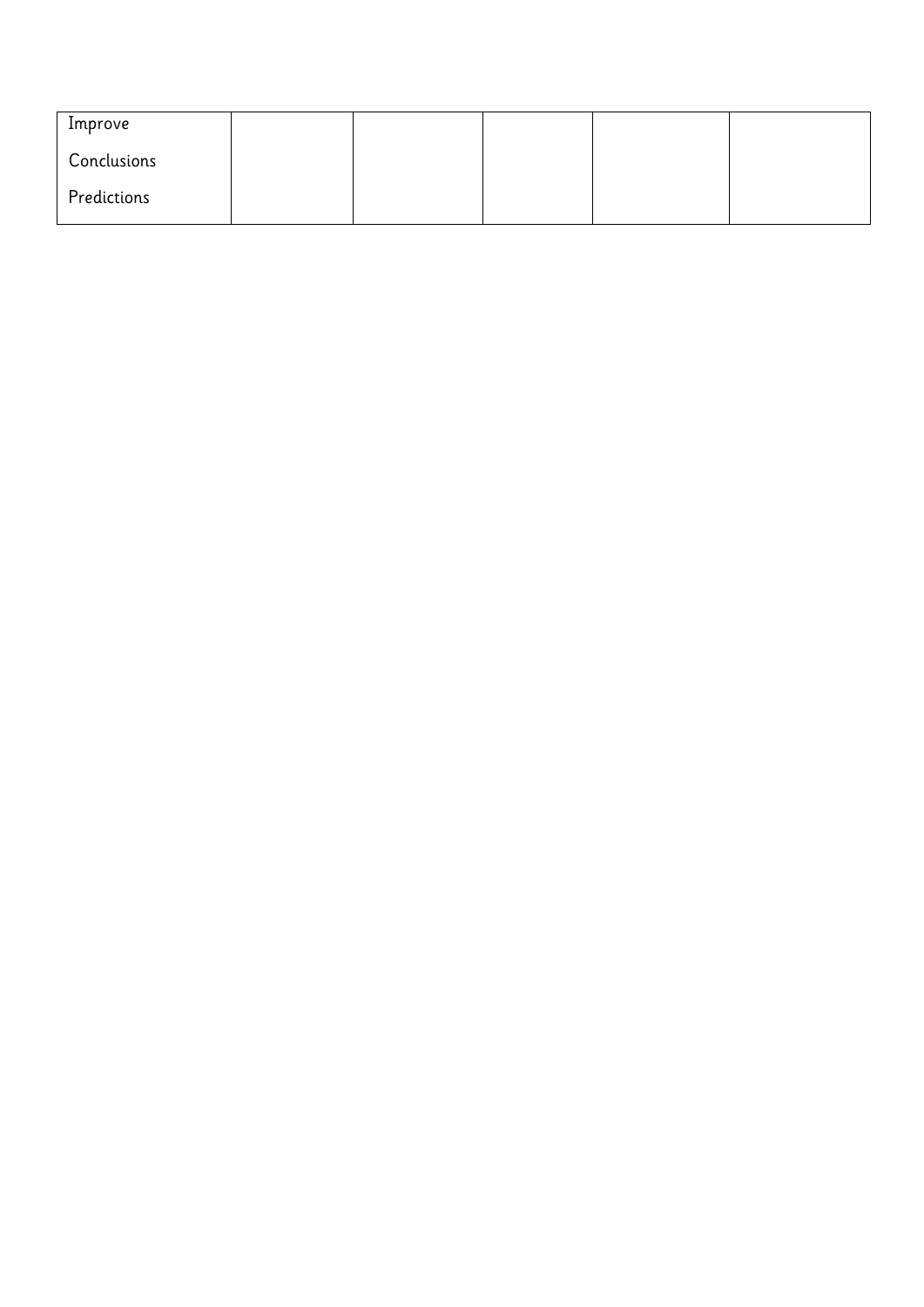| Improve<br>Conclusions<br>Predictions | | | | | |
|---|---|---|---|---|---|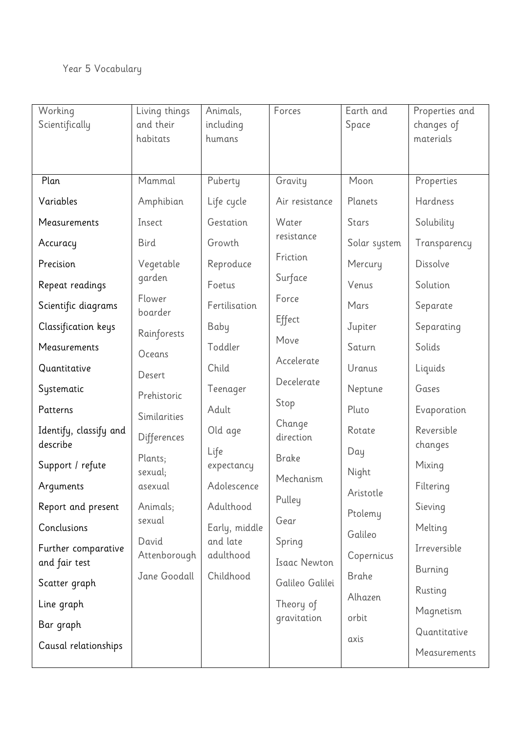Year 5 Vocabulary

| Working Scientifically | Living things and their habitats | Animals, including humans | Forces | Earth and Space | Properties and changes of materials |
|---|---|---|---|---|---|
| Plan | Mammal | Puberty | Gravity | Moon | Properties |
| Variables | Amphibian | Life cycle | Air resistance | Planets | Hardness |
| Measurements | Insect | Gestation | Water resistance | Stars | Solubility |
| Accuracy | Bird | Growth | Friction | Solar system | Transparency |
| Precision | Vegetable garden | Reproduce | Surface | Mercury | Dissolve |
| Repeat readings | Flower boarder | Foetus | Force | Venus | Solution |
| Scientific diagrams | Rainforests | Fertilisation | Effect | Mars | Separate |
| Classification keys | Oceans | Baby | Move | Jupiter | Separating |
| Measurements | Desert | Toddler | Accelerate | Saturn | Solids |
| Quantitative | Prehistoric | Child | Decelerate | Uranus | Liquids |
| Systematic | Similarities | Teenager | Stop | Neptune | Gases |
| Patterns | Differences | Adult | Change direction | Pluto | Evaporation |
| Identify, classify and describe | Plants; sexual; asexual | Old age | Brake | Rotate | Reversible changes |
| Support / refute | Animals; sexual | Life expectancy | Mechanism | Day | Mixing |
| Arguments | David Attenborough | Adolescence | Pulley | Night | Filtering |
| Report and present | Jane Goodall | Adulthood | Gear | Aristotle | Sieving |
| Conclusions | | Early, middle and late adulthood | Spring | Ptolemy | Melting |
| Further comparative and fair test | | Childhood | Isaac Newton | Galileo | Irreversible |
| Scatter graph | | | Galileo Galilei | Copernicus | Burning |
| Line graph | | | Theory of gravitation | Brahe | Rusting |
| Bar graph | | | | Alhazen | Magnetism |
| Causal relationships | | | | orbit | Quantitative |
| | | | | axis | Measurements |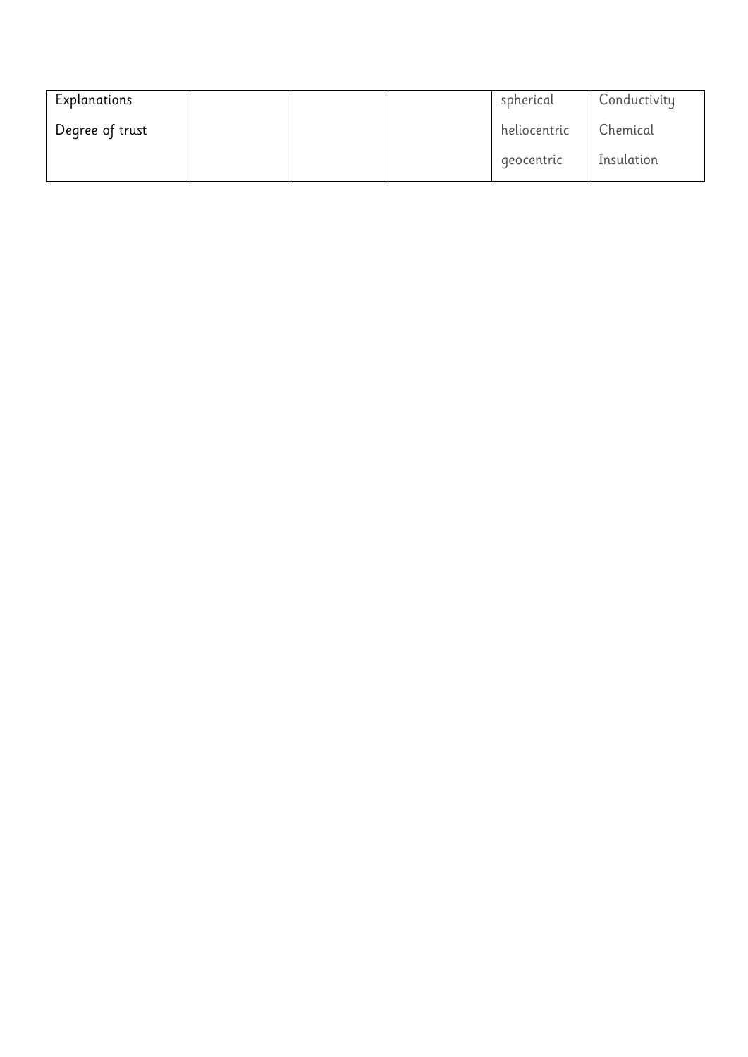| | | | | | |
|---|---|---|---|---|---|
| Explanations<br><br>Degree of trust | | | | spherical<br><br>heliocentric<br><br>geocentric | Conductivity<br><br>Chemical<br><br>Insulation |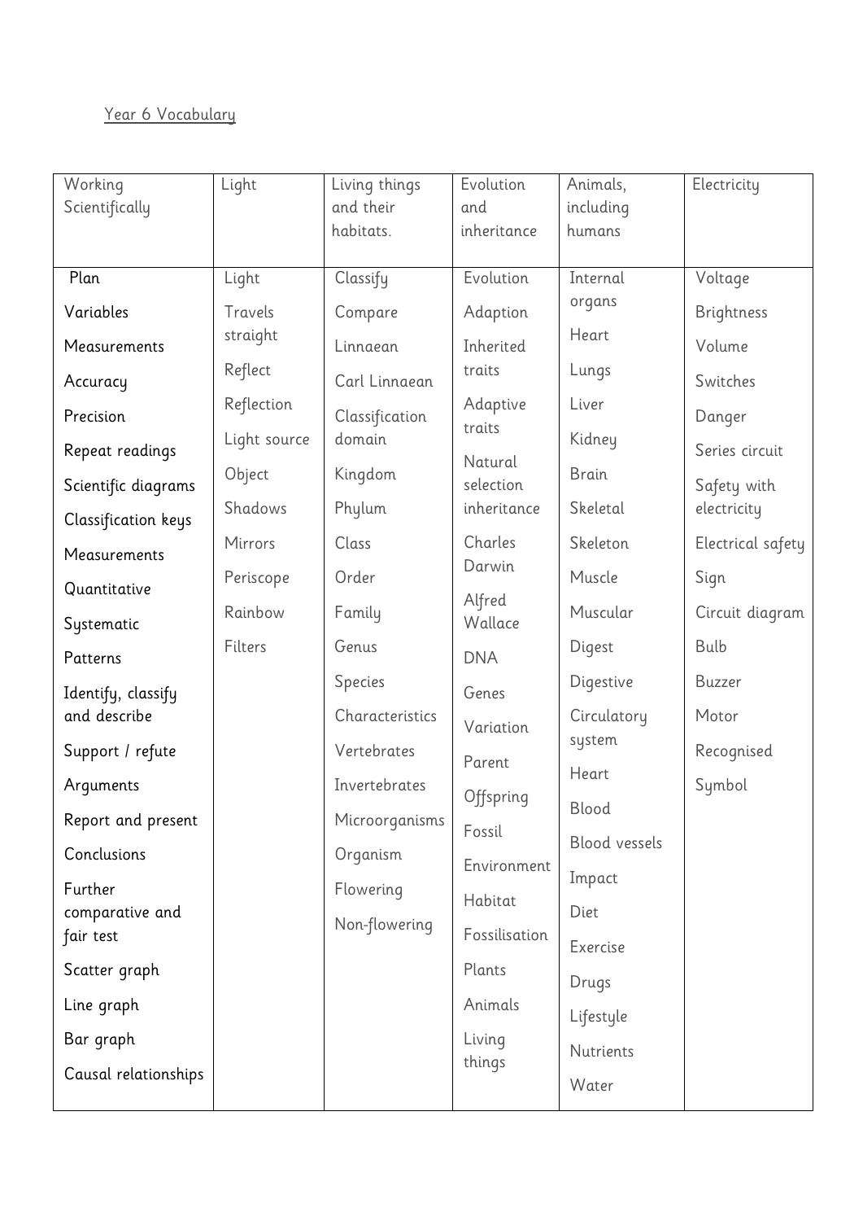Year 6 Vocabulary

| Working Scientifically | Light | Living things and their habitats. | Evolution and inheritance | Animals, including humans | Electricity |
|---|---|---|---|---|---|
| Plan | Light | Classify | Evolution | Internal organs | Voltage |
| Variables | Travels straight | Compare | Adaption | Heart | Brightness |
| Measurements | Reflect | Linnaean | Inherited traits | Lungs | Volume |
| Accuracy | Reflection | Carl Linnaean | Adaptive traits | Liver | Switches |
| Precision | Light source | Classification domain | Natural selection inheritance | Kidney | Danger |
| Repeat readings | Object | Kingdom | Charles Darwin | Brain | Series circuit |
| Scientific diagrams | Shadows | Phylum | Alfred Wallace | Skeletal | Safety with electricity |
| Classification keys | Mirrors | Class | DNA | Skeleton | Electrical safety |
| Measurements | Periscope | Order | Genes | Muscle | Sign |
| Quantitative | Rainbow | Family | Variation | Muscular | Circuit diagram |
| Systematic | Filters | Genus | Parent | Digest | Bulb |
| Patterns | | Species | Offspring | Digestive | Buzzer |
| Identify, classify and describe | | Characteristics | Fossil | Circulatory system | Motor |
| Support / refute | | Vertebrates | Environment | Heart | Recognised |
| Arguments | | Invertebrates | Habitat | Blood | Symbol |
| Report and present | | Microorganisms | Fossilisation | Blood vessels | |
| Conclusions | | Organism | Plants | Impact | |
| Further comparative and fair test | | Flowering | Animals | Diet | |
| Scatter graph | | Non-flowering | Living things | Exercise | |
| Line graph | | | | Drugs | |
| Bar graph | | | | Lifestyle | |
| Causal relationships | | | | Nutrients | |
| | | | | Water | |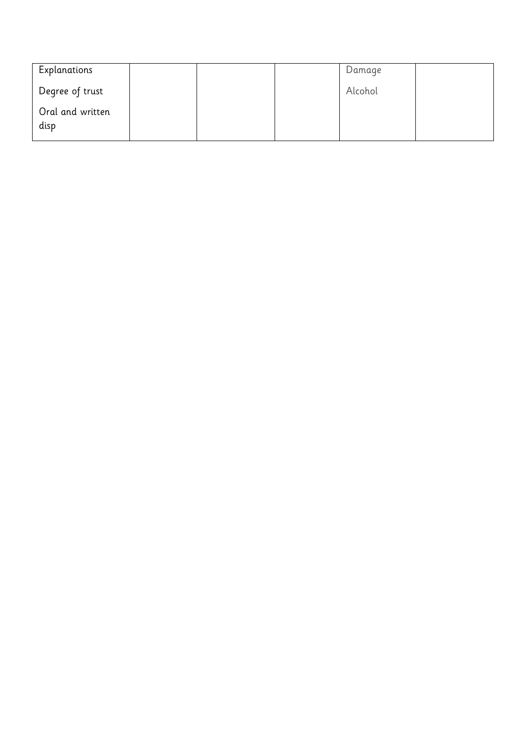| Explanations<br><br>Degree of trust<br><br>Oral and written disp | | | | Damage<br><br>Alcohol | |
|---|---|---|---|---|---|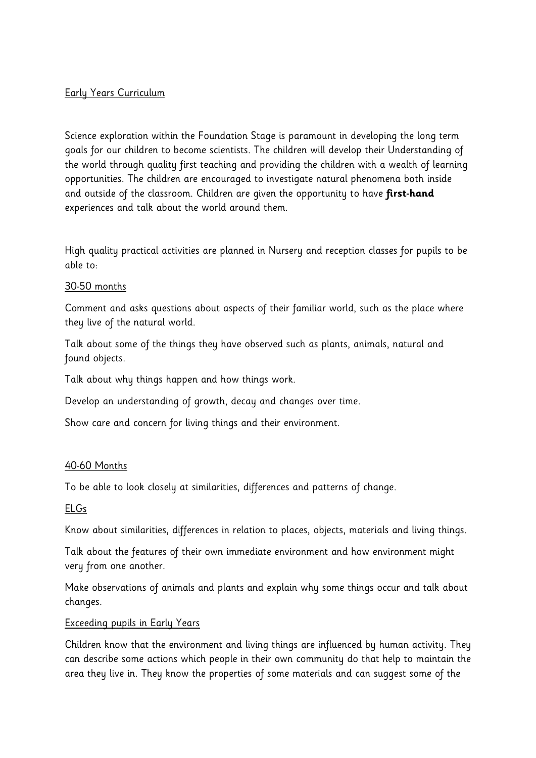Early Years Curriculum

Science exploration within the Foundation Stage is paramount in developing the long term goals for our children to become scientists. The children will develop their Understanding of the world through quality first teaching and providing the children with a wealth of learning opportunities. The children are encouraged to investigate natural phenomena both inside and outside of the classroom. Children are given the opportunity to have **first-hand** experiences and talk about the world around them.

High quality practical activities are planned in Nursery and reception classes for pupils to be able to:

30-50 months

Comment and asks questions about aspects of their familiar world, such as the place where they live of the natural world.

Talk about some of the things they have observed such as plants, animals, natural and found objects.

Talk about why things happen and how things work.

Develop an understanding of growth, decay and changes over time.

Show care and concern for living things and their environment.

40-60 Months

To be able to look closely at similarities, differences and patterns of change.

ELGs

Know about similarities, differences in relation to places, objects, materials and living things.

Talk about the features of their own immediate environment and how environment might very from one another.

Make observations of animals and plants and explain why some things occur and talk about changes.

Exceeding pupils in Early Years

Children know that the environment and living things are influenced by human activity. They can describe some actions which people in their own community do that help to maintain the area they live in. They know the properties of some materials and can suggest some of the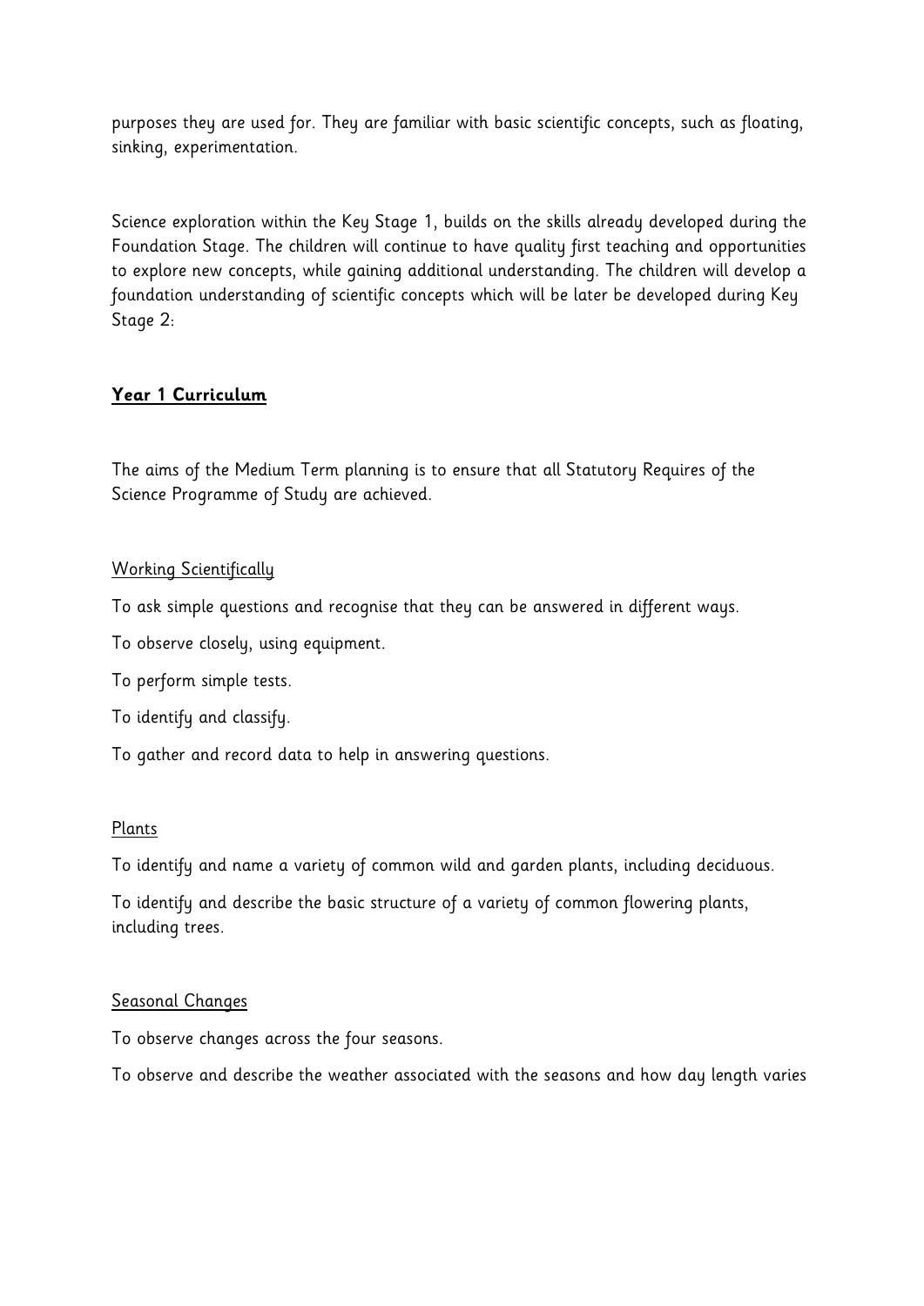purposes they are used for. They are familiar with basic scientific concepts, such as floating, sinking, experimentation.

Science exploration within the Key Stage 1, builds on the skills already developed during the Foundation Stage. The children will continue to have quality first teaching and opportunities to explore new concepts, while gaining additional understanding. The children will develop a foundation understanding of scientific concepts which will be later be developed during Key Stage 2:

## Year 1 Curriculum

The aims of the Medium Term planning is to ensure that all Statutory Requires of the Science Programme of Study are achieved.

### Working Scientifically

To ask simple questions and recognise that they can be answered in different ways.

To observe closely, using equipment.

To perform simple tests.

To identify and classify.

To gather and record data to help in answering questions.

### Plants

To identify and name a variety of common wild and garden plants, including deciduous.

To identify and describe the basic structure of a variety of common flowering plants, including trees.

### Seasonal Changes

To observe changes across the four seasons.

To observe and describe the weather associated with the seasons and how day length varies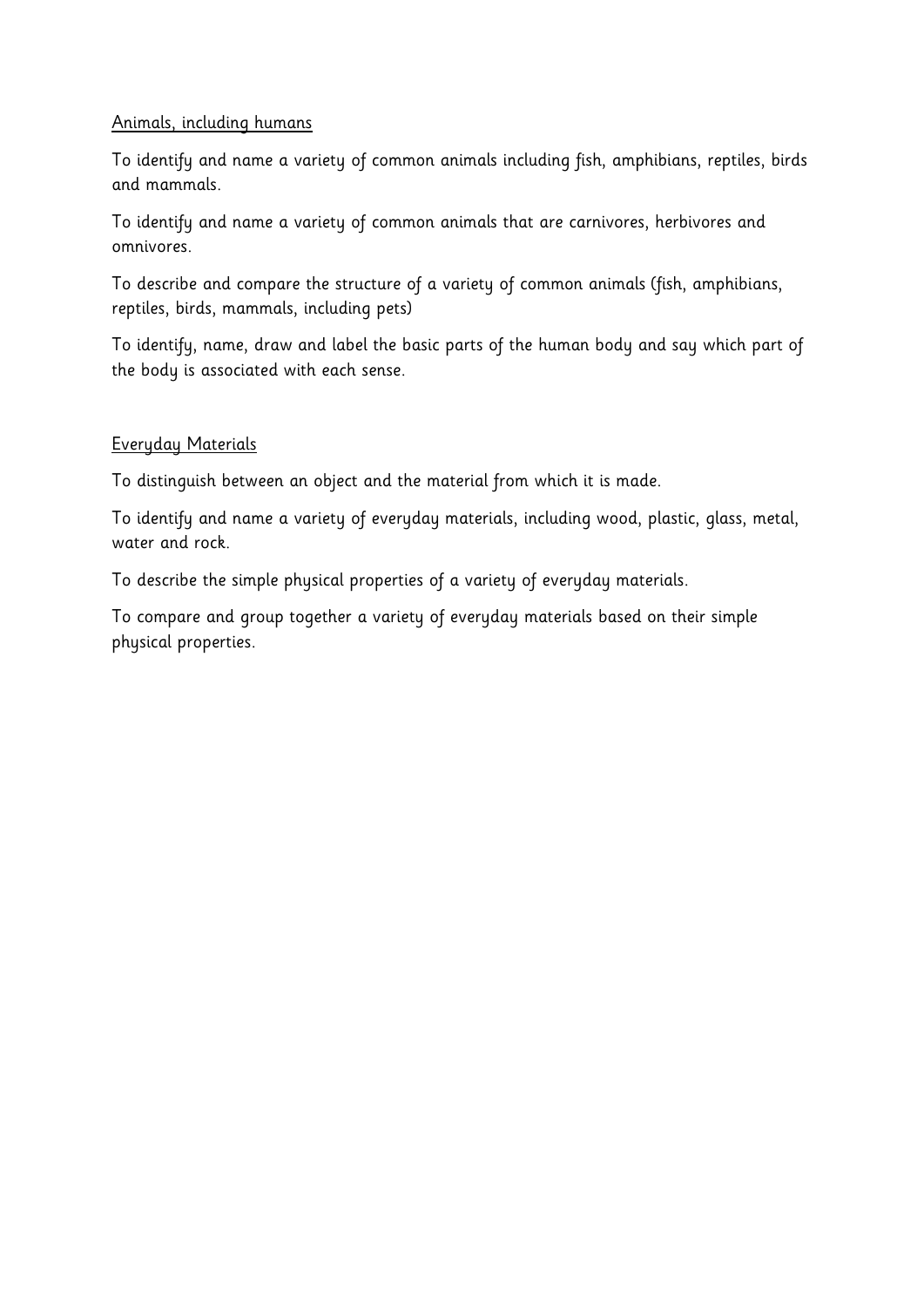<u>Animals, including humans</u>

To identify and name a variety of common animals including fish, amphibians, reptiles, birds and mammals.

To identify and name a variety of common animals that are carnivores, herbivores and omnivores.

To describe and compare the structure of a variety of common animals (fish, amphibians, reptiles, birds, mammals, including pets)

To identify, name, draw and label the basic parts of the human body and say which part of the body is associated with each sense.

<u>Everyday Materials</u>

To distinguish between an object and the material from which it is made.

To identify and name a variety of everyday materials, including wood, plastic, glass, metal, water and rock.

To describe the simple physical properties of a variety of everyday materials.

To compare and group together a variety of everyday materials based on their simple physical properties.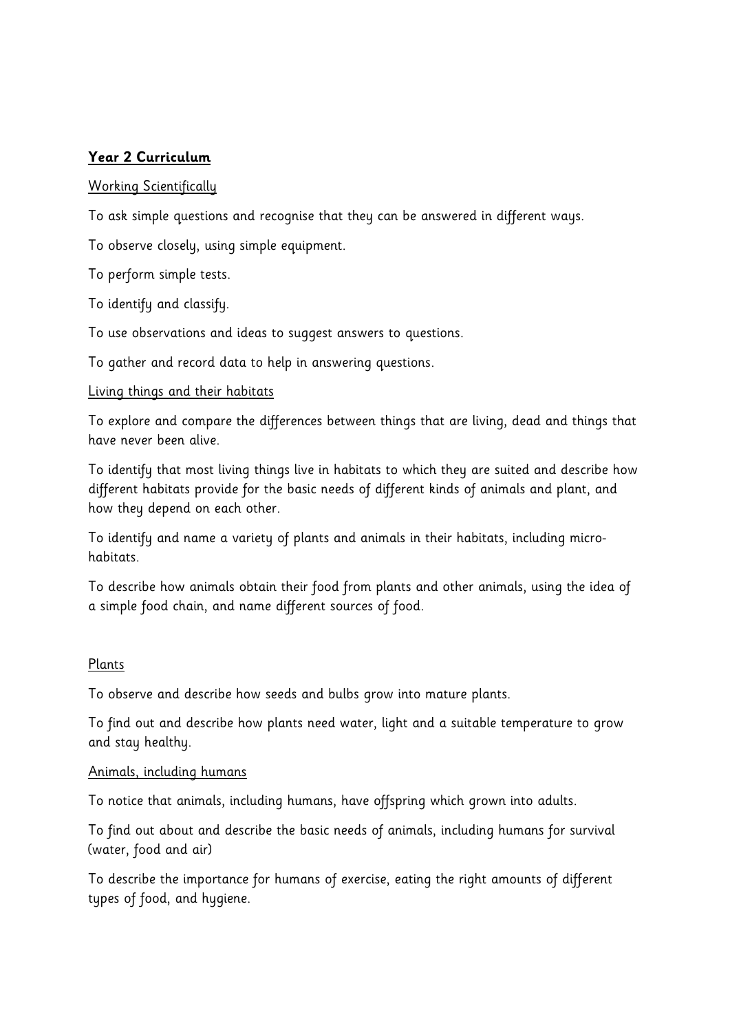## Year 2 Curriculum

### Working Scientifically

To ask simple questions and recognise that they can be answered in different ways.

To observe closely, using simple equipment.

To perform simple tests.

To identify and classify.

To use observations and ideas to suggest answers to questions.

To gather and record data to help in answering questions.

### Living things and their habitats

To explore and compare the differences between things that are living, dead and things that have never been alive.

To identify that most living things live in habitats to which they are suited and describe how different habitats provide for the basic needs of different kinds of animals and plant, and how they depend on each other.

To identify and name a variety of plants and animals in their habitats, including micro-habitats.

To describe how animals obtain their food from plants and other animals, using the idea of a simple food chain, and name different sources of food.

### Plants

To observe and describe how seeds and bulbs grow into mature plants.

To find out and describe how plants need water, light and a suitable temperature to grow and stay healthy.

### Animals, including humans

To notice that animals, including humans, have offspring which grown into adults.

To find out about and describe the basic needs of animals, including humans for survival (water, food and air)

To describe the importance for humans of exercise, eating the right amounts of different types of food, and hygiene.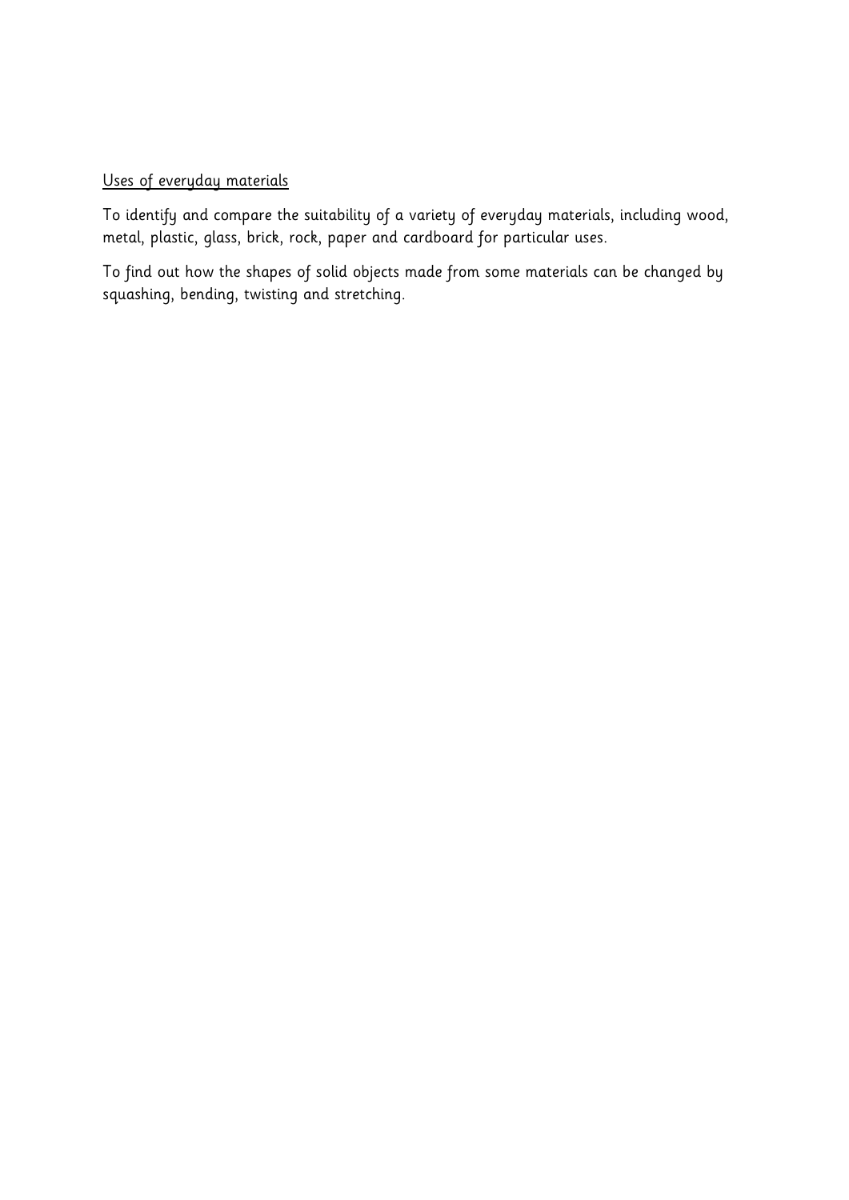<u>Uses of everyday materials</u>

To identify and compare the suitability of a variety of everyday materials, including wood, metal, plastic, glass, brick, rock, paper and cardboard for particular uses.

To find out how the shapes of solid objects made from some materials can be changed by squashing, bending, twisting and stretching.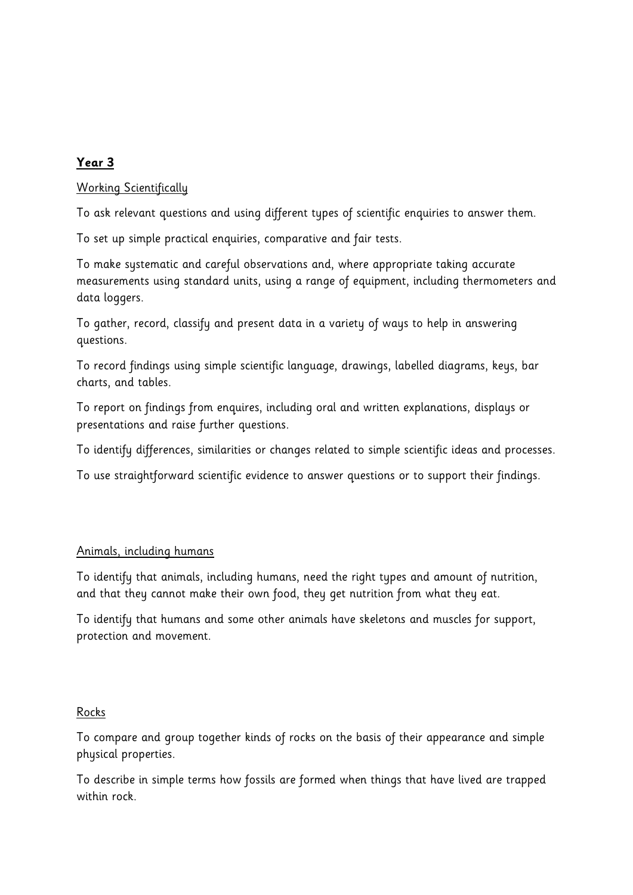## Year 3

### Working Scientifically

To ask relevant questions and using different types of scientific enquiries to answer them.

To set up simple practical enquiries, comparative and fair tests.

To make systematic and careful observations and, where appropriate taking accurate measurements using standard units, using a range of equipment, including thermometers and data loggers.

To gather, record, classify and present data in a variety of ways to help in answering questions.

To record findings using simple scientific language, drawings, labelled diagrams, keys, bar charts, and tables.

To report on findings from enquires, including oral and written explanations, displays or presentations and raise further questions.

To identify differences, similarities or changes related to simple scientific ideas and processes.

To use straightforward scientific evidence to answer questions or to support their findings.

### Animals, including humans

To identify that animals, including humans, need the right types and amount of nutrition, and that they cannot make their own food, they get nutrition from what they eat.

To identify that humans and some other animals have skeletons and muscles for support, protection and movement.

### Rocks

To compare and group together kinds of rocks on the basis of their appearance and simple physical properties.

To describe in simple terms how fossils are formed when things that have lived are trapped within rock.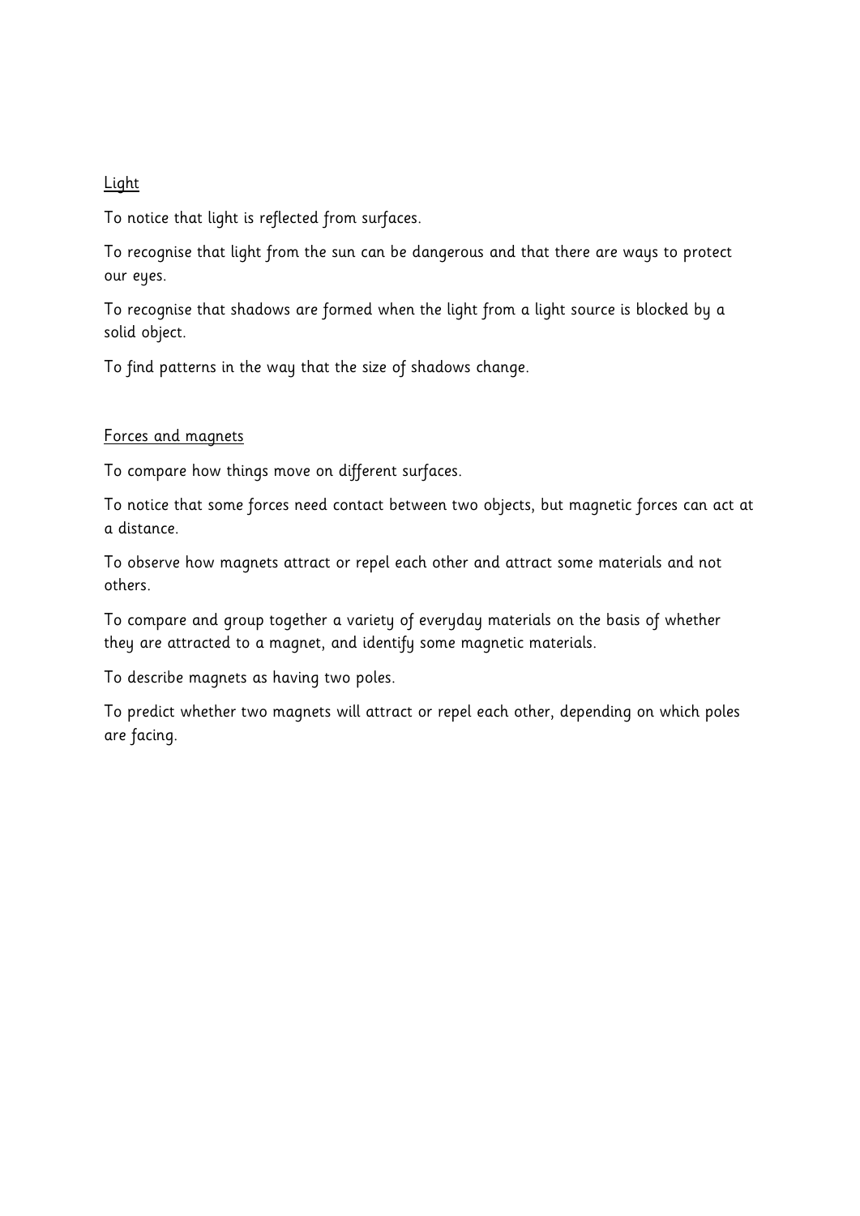<u>Light</u>

To notice that light is reflected from surfaces.

To recognise that light from the sun can be dangerous and that there are ways to protect our eyes.

To recognise that shadows are formed when the light from a light source is blocked by a solid object.

To find patterns in the way that the size of shadows change.

<u>Forces and magnets</u>

To compare how things move on different surfaces.

To notice that some forces need contact between two objects, but magnetic forces can act at a distance.

To observe how magnets attract or repel each other and attract some materials and not others.

To compare and group together a variety of everyday materials on the basis of whether they are attracted to a magnet, and identify some magnetic materials.

To describe magnets as having two poles.

To predict whether two magnets will attract or repel each other, depending on which poles are facing.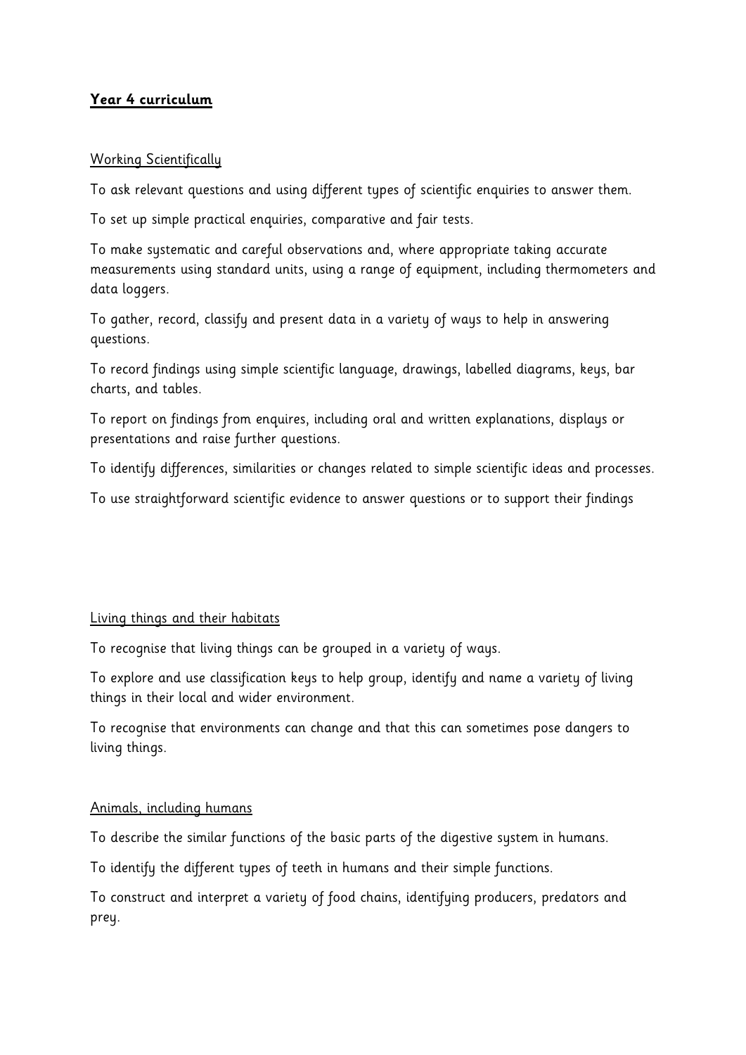**Year 4 curriculum**

Working Scientifically

To ask relevant questions and using different types of scientific enquiries to answer them.

To set up simple practical enquiries, comparative and fair tests.

To make systematic and careful observations and, where appropriate taking accurate measurements using standard units, using a range of equipment, including thermometers and data loggers.

To gather, record, classify and present data in a variety of ways to help in answering questions.

To record findings using simple scientific language, drawings, labelled diagrams, keys, bar charts, and tables.

To report on findings from enquires, including oral and written explanations, displays or presentations and raise further questions.

To identify differences, similarities or changes related to simple scientific ideas and processes.

To use straightforward scientific evidence to answer questions or to support their findings

Living things and their habitats

To recognise that living things can be grouped in a variety of ways.

To explore and use classification keys to help group, identify and name a variety of living things in their local and wider environment.

To recognise that environments can change and that this can sometimes pose dangers to living things.

Animals, including humans

To describe the similar functions of the basic parts of the digestive system in humans.

To identify the different types of teeth in humans and their simple functions.

To construct and interpret a variety of food chains, identifying producers, predators and prey.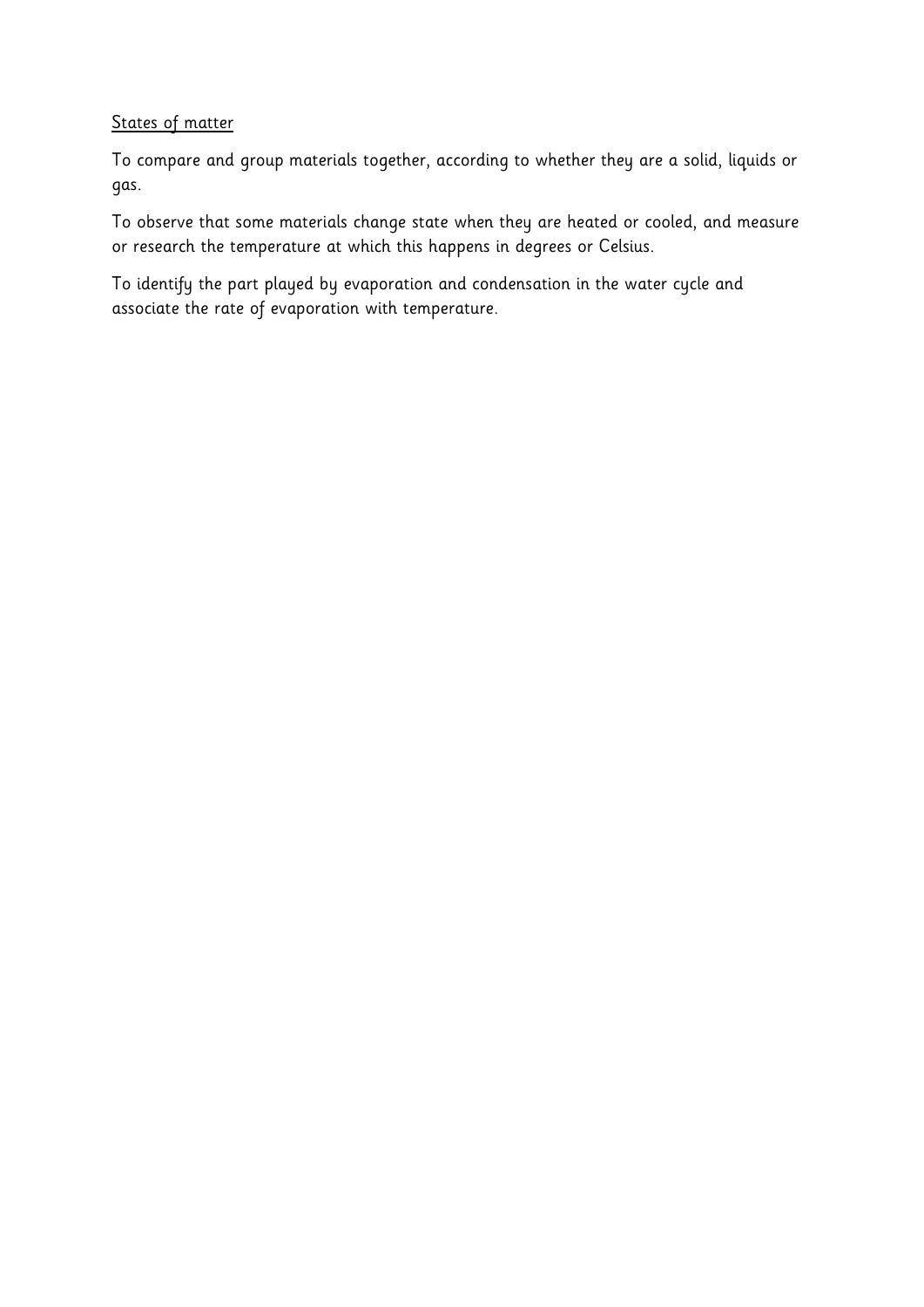<u>States of matter</u>

To compare and group materials together, according to whether they are a solid, liquids or gas.

To observe that some materials change state when they are heated or cooled, and measure or research the temperature at which this happens in degrees or Celsius.

To identify the part played by evaporation and condensation in the water cycle and associate the rate of evaporation with temperature.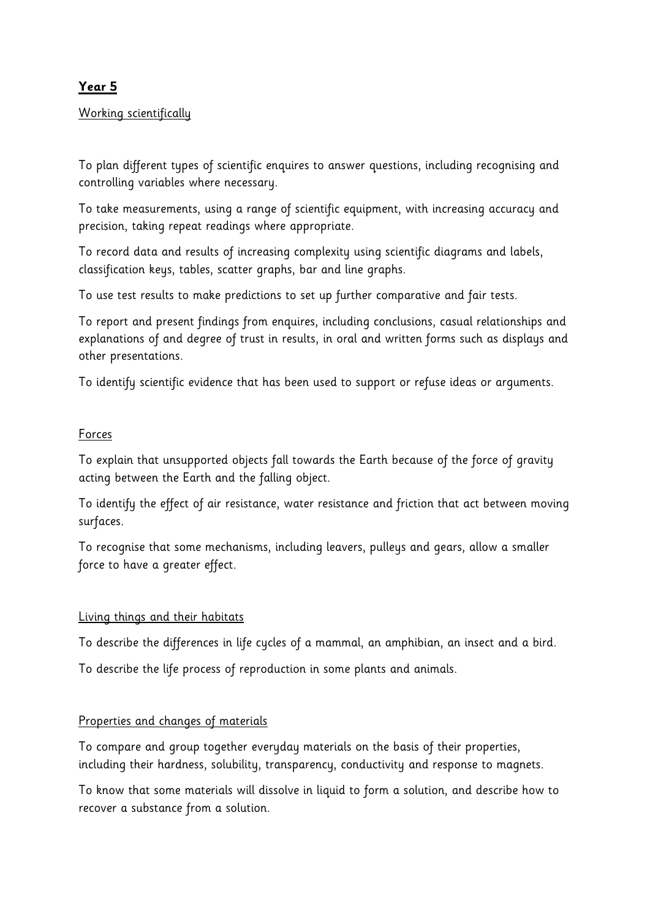**Year 5**

Working scientifically

To plan different types of scientific enquires to answer questions, including recognising and controlling variables where necessary.

To take measurements, using a range of scientific equipment, with increasing accuracy and precision, taking repeat readings where appropriate.

To record data and results of increasing complexity using scientific diagrams and labels, classification keys, tables, scatter graphs, bar and line graphs.

To use test results to make predictions to set up further comparative and fair tests.

To report and present findings from enquires, including conclusions, casual relationships and explanations of and degree of trust in results, in oral and written forms such as displays and other presentations.

To identify scientific evidence that has been used to support or refuse ideas or arguments.

Forces

To explain that unsupported objects fall towards the Earth because of the force of gravity acting between the Earth and the falling object.

To identify the effect of air resistance, water resistance and friction that act between moving surfaces.

To recognise that some mechanisms, including leavers, pulleys and gears, allow a smaller force to have a greater effect.

Living things and their habitats

To describe the differences in life cycles of a mammal, an amphibian, an insect and a bird.

To describe the life process of reproduction in some plants and animals.

Properties and changes of materials

To compare and group together everyday materials on the basis of their properties, including their hardness, solubility, transparency, conductivity and response to magnets.

To know that some materials will dissolve in liquid to form a solution, and describe how to recover a substance from a solution.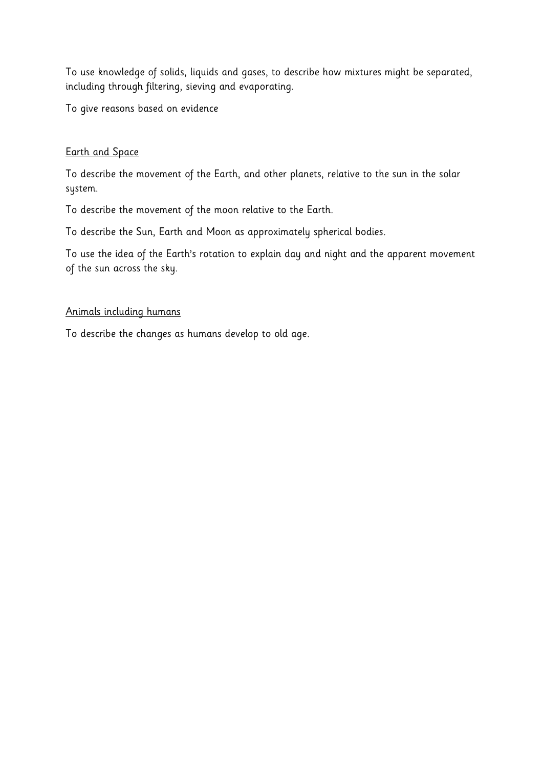To use knowledge of solids, liquids and gases, to describe how mixtures might be separated, including through filtering, sieving and evaporating.

To give reasons based on evidence

<u>Earth and Space</u>

To describe the movement of the Earth, and other planets, relative to the sun in the solar system.

To describe the movement of the moon relative to the Earth.

To describe the Sun, Earth and Moon as approximately spherical bodies.

To use the idea of the Earth's rotation to explain day and night and the apparent movement of the sun across the sky.

<u>Animals including humans</u>

To describe the changes as humans develop to old age.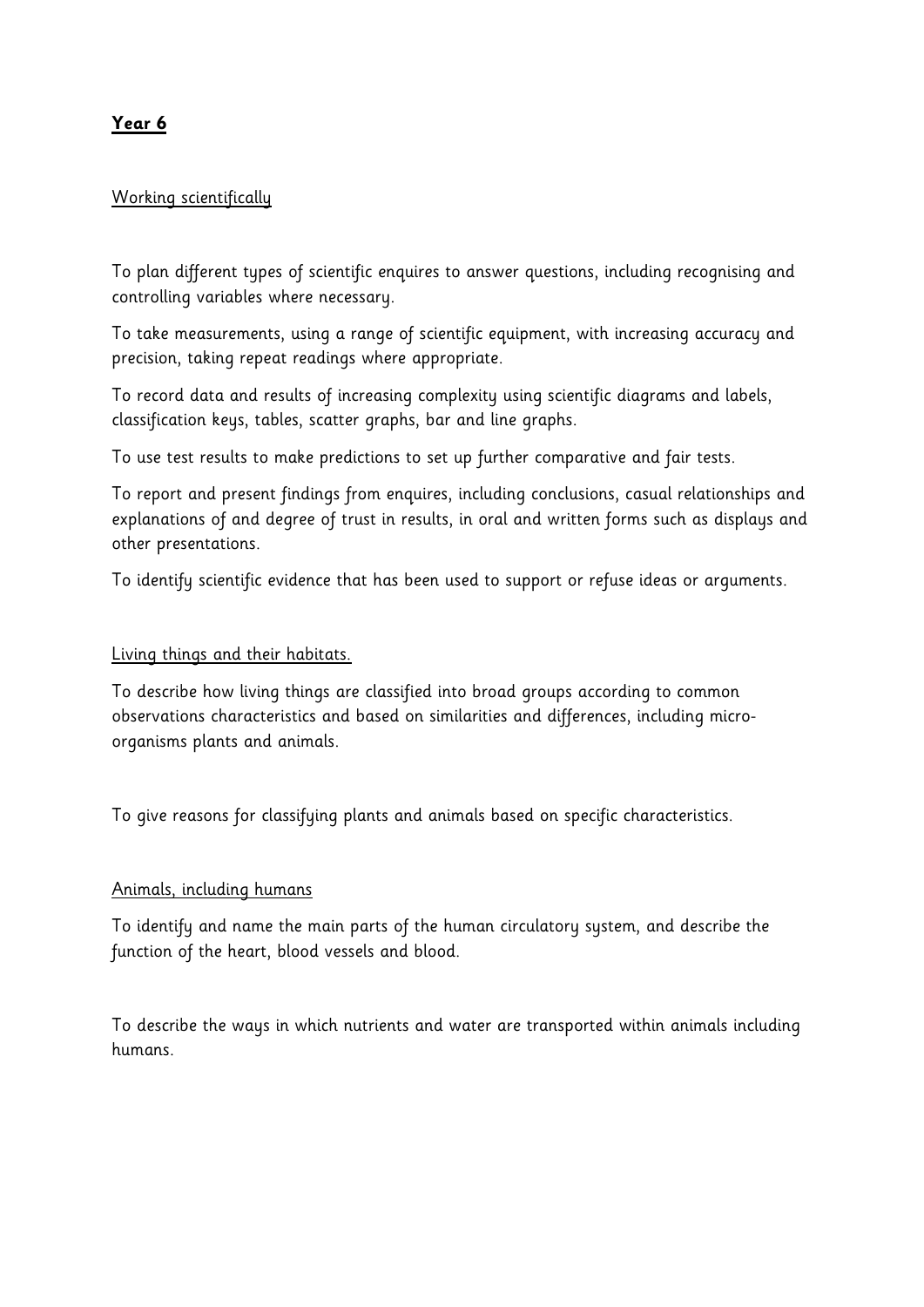**Year 6**

Working scientifically

To plan different types of scientific enquires to answer questions, including recognising and controlling variables where necessary.

To take measurements, using a range of scientific equipment, with increasing accuracy and precision, taking repeat readings where appropriate.

To record data and results of increasing complexity using scientific diagrams and labels, classification keys, tables, scatter graphs, bar and line graphs.

To use test results to make predictions to set up further comparative and fair tests.

To report and present findings from enquires, including conclusions, casual relationships and explanations of and degree of trust in results, in oral and written forms such as displays and other presentations.

To identify scientific evidence that has been used to support or refuse ideas or arguments.

Living things and their habitats.

To describe how living things are classified into broad groups according to common observations characteristics and based on similarities and differences, including micro-organisms plants and animals.

To give reasons for classifying plants and animals based on specific characteristics.

Animals, including humans

To identify and name the main parts of the human circulatory system, and describe the function of the heart, blood vessels and blood.

To describe the ways in which nutrients and water are transported within animals including humans.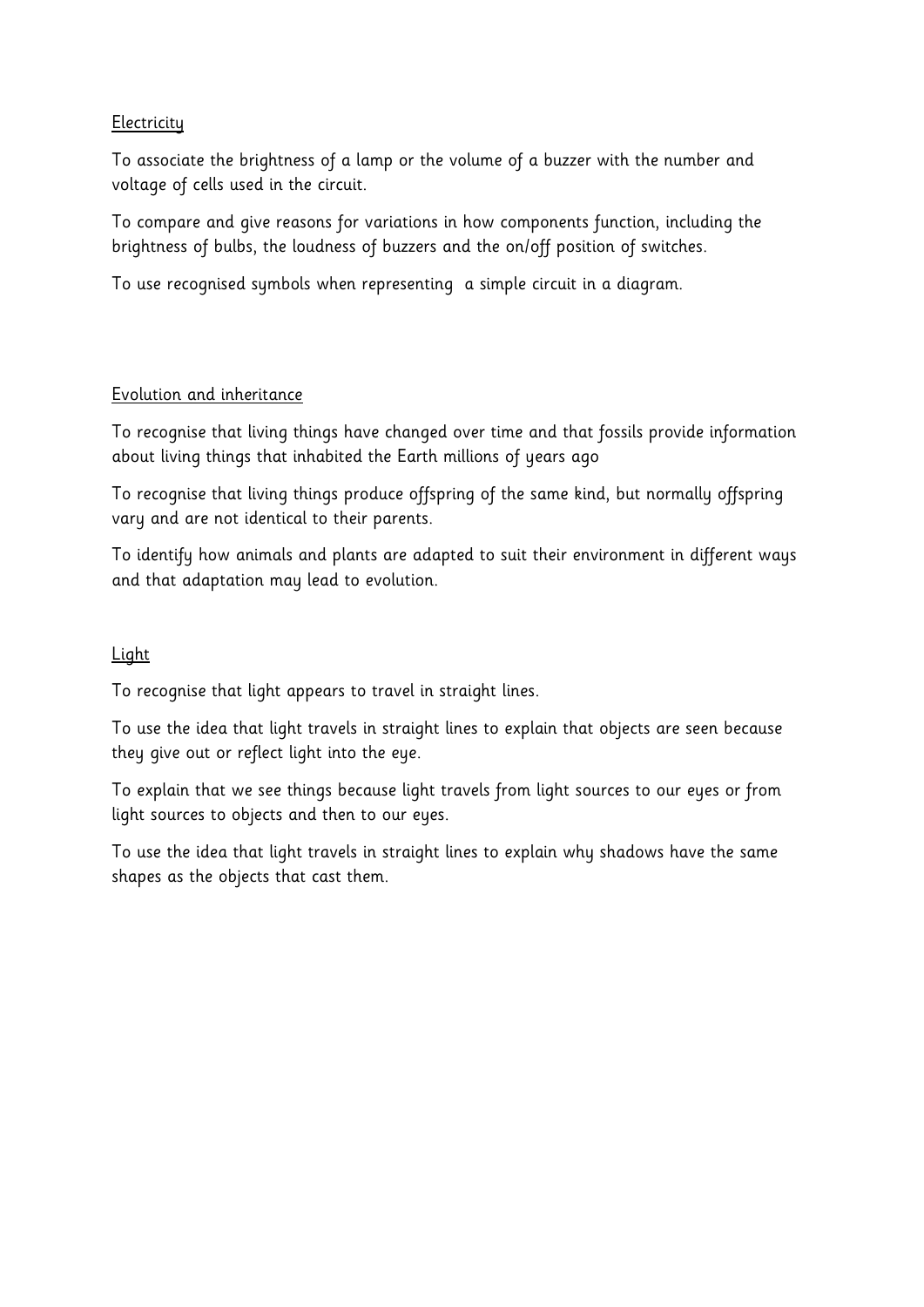<u>Electricity</u>

To associate the brightness of a lamp or the volume of a buzzer with the number and voltage of cells used in the circuit.

To compare and give reasons for variations in how components function, including the brightness of bulbs, the loudness of buzzers and the on/off position of switches.

To use recognised symbols when representing a simple circuit in a diagram.

<u>Evolution and inheritance</u>

To recognise that living things have changed over time and that fossils provide information about living things that inhabited the Earth millions of years ago

To recognise that living things produce offspring of the same kind, but normally offspring vary and are not identical to their parents.

To identify how animals and plants are adapted to suit their environment in different ways and that adaptation may lead to evolution.

<u>Light</u>

To recognise that light appears to travel in straight lines.

To use the idea that light travels in straight lines to explain that objects are seen because they give out or reflect light into the eye.

To explain that we see things because light travels from light sources to our eyes or from light sources to objects and then to our eyes.

To use the idea that light travels in straight lines to explain why shadows have the same shapes as the objects that cast them.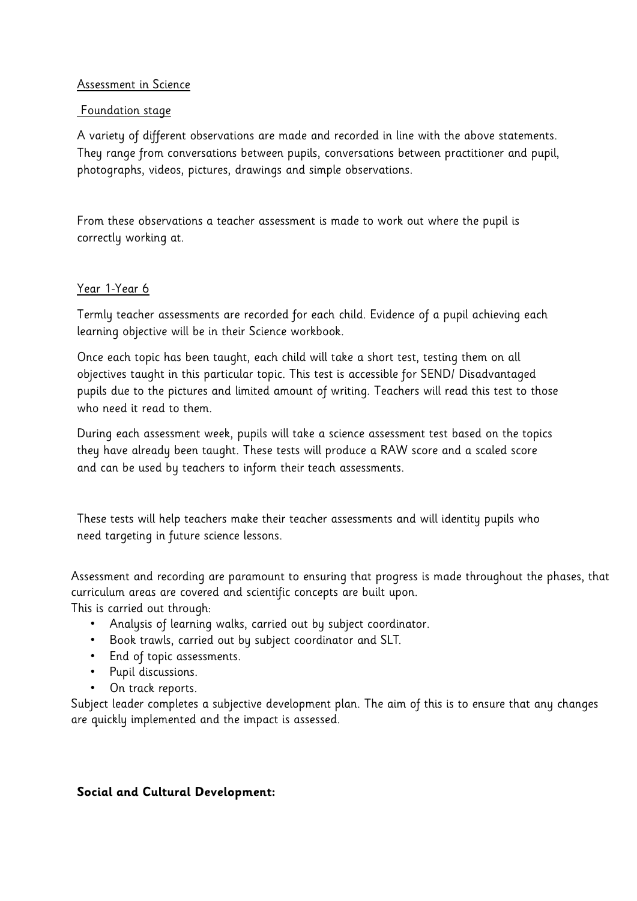Assessment in Science

Foundation stage

A variety of different observations are made and recorded in line with the above statements. They range from conversations between pupils, conversations between practitioner and pupil, photographs, videos, pictures, drawings and simple observations.

From these observations a teacher assessment is made to work out where the pupil is correctly working at.

Year 1-Year 6

Termly teacher assessments are recorded for each child. Evidence of a pupil achieving each learning objective will be in their Science workbook.

Once each topic has been taught, each child will take a short test, testing them on all objectives taught in this particular topic. This test is accessible for SEND/ Disadvantaged pupils due to the pictures and limited amount of writing. Teachers will read this test to those who need it read to them.

During each assessment week, pupils will take a science assessment test based on the topics they have already been taught. These tests will produce a RAW score and a scaled score and can be used by teachers to inform their teach assessments.

These tests will help teachers make their teacher assessments and will identity pupils who need targeting in future science lessons.

Assessment and recording are paramount to ensuring that progress is made throughout the phases, that curriculum areas are covered and scientific concepts are built upon.
This is carried out through:

- Analysis of learning walks, carried out by subject coordinator.
- Book trawls, carried out by subject coordinator and SLT.
- End of topic assessments.
- Pupil discussions.
- On track reports.

Subject leader completes a subjective development plan. The aim of this is to ensure that any changes are quickly implemented and the impact is assessed.

**Social and Cultural Development:**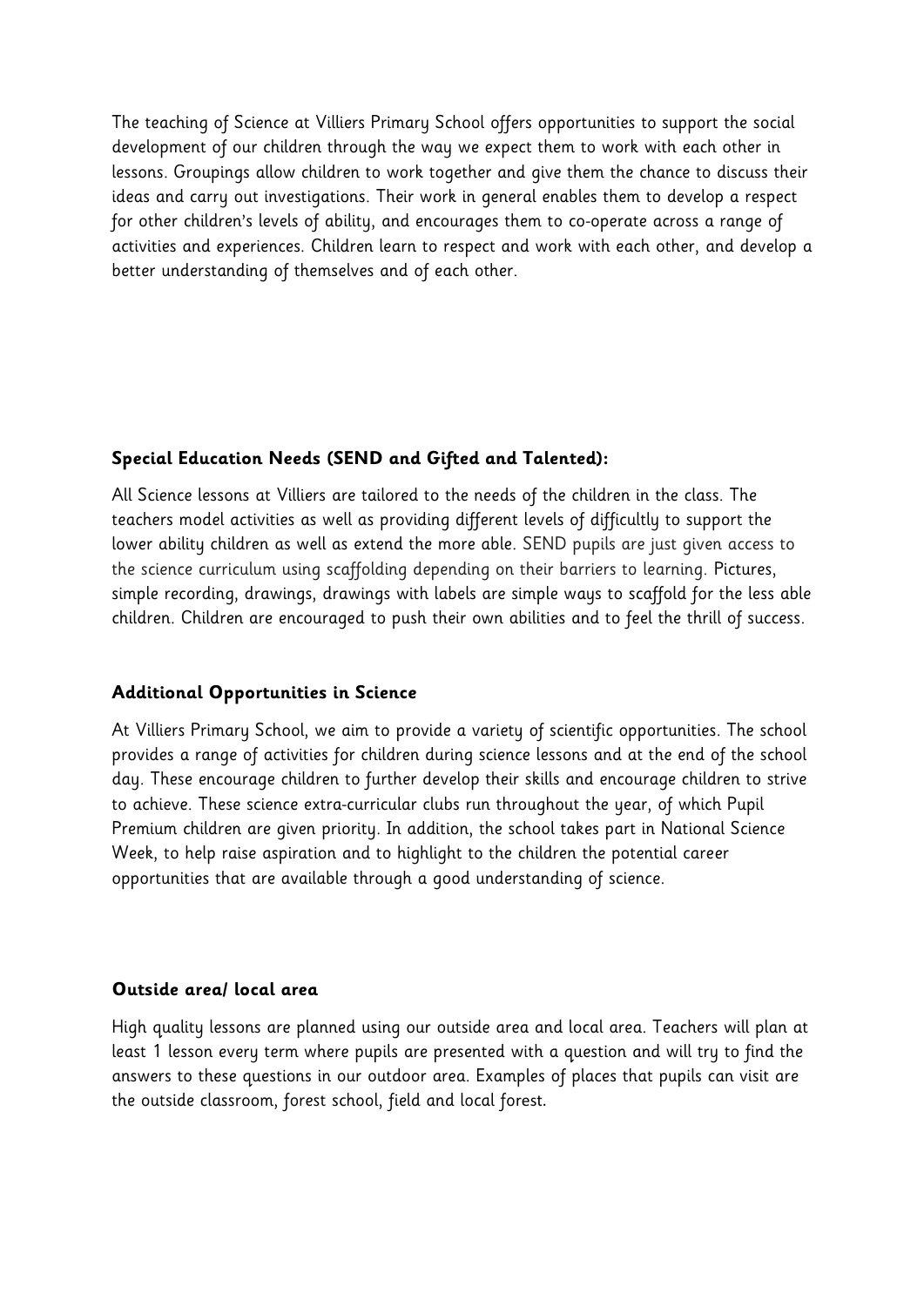The teaching of Science at Villiers Primary School offers opportunities to support the social development of our children through the way we expect them to work with each other in lessons. Groupings allow children to work together and give them the chance to discuss their ideas and carry out investigations. Their work in general enables them to develop a respect for other children's levels of ability, and encourages them to co-operate across a range of activities and experiences. Children learn to respect and work with each other, and develop a better understanding of themselves and of each other.

**Special Education Needs (SEND and Gifted and Talented):**

All Science lessons at Villiers are tailored to the needs of the children in the class. The teachers model activities as well as providing different levels of difficultly to support the lower ability children as well as extend the more able. SEND pupils are just given access to the science curriculum using scaffolding depending on their barriers to learning. Pictures, simple recording, drawings, drawings with labels are simple ways to scaffold for the less able children. Children are encouraged to push their own abilities and to feel the thrill of success.

**Additional Opportunities in Science**

At Villiers Primary School, we aim to provide a variety of scientific opportunities. The school provides a range of activities for children during science lessons and at the end of the school day. These encourage children to further develop their skills and encourage children to strive to achieve. These science extra-curricular clubs run throughout the year, of which Pupil Premium children are given priority. In addition, the school takes part in National Science Week, to help raise aspiration and to highlight to the children the potential career opportunities that are available through a good understanding of science.

**Outside area/ local area**

High quality lessons are planned using our outside area and local area. Teachers will plan at least 1 lesson every term where pupils are presented with a question and will try to find the answers to these questions in our outdoor area. Examples of places that pupils can visit are the outside classroom, forest school, field and local forest.